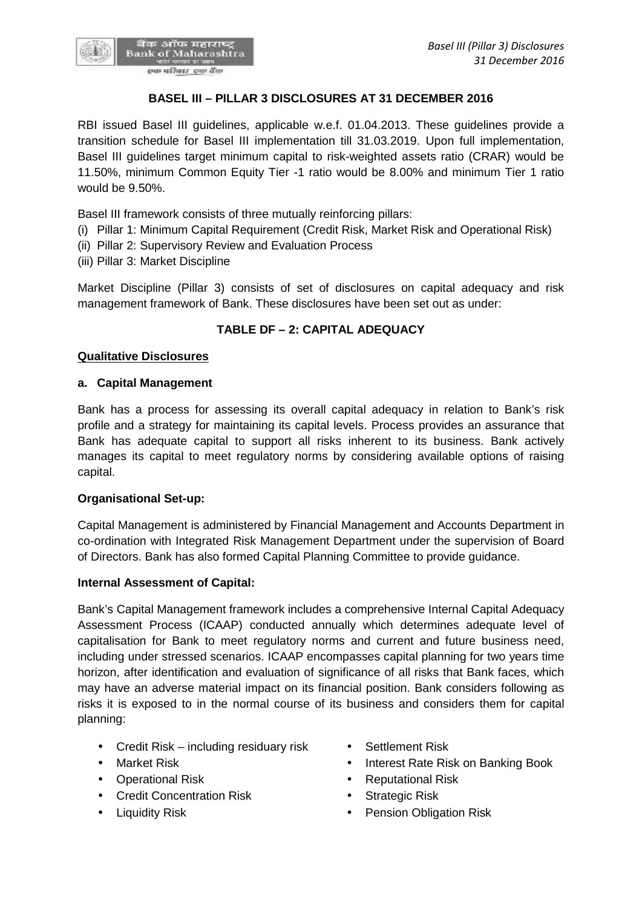# BASEL III – PILLAR 3 DISCLOSURES AT 31 DECEMBER 2016

RBI issued Basel III guidelines, applicable w.e.f. 01.04.2013. These guidelines provide a transition schedule for Basel III implementation till 31.03.2019. Upon full implementation, Basel III guidelines target minimum capital to risk-weighted assets ratio (CRAR) would be 11.50%, minimum Common Equity Tier -1 ratio would be 8.00% and minimum Tier 1 ratio would be 9.50%.

Basel III framework consists of three mutually reinforcing pillars:

(i) Pillar 1: Minimum Capital Requirement (Credit Risk, Market Risk and Operational Risk)
(ii) Pillar 2: Supervisory Review and Evaluation Process
(iii) Pillar 3: Market Discipline

Market Discipline (Pillar 3) consists of set of disclosures on capital adequacy and risk management framework of Bank. These disclosures have been set out as under:

## TABLE DF – 2: CAPITAL ADEQUACY

### Qualitative Disclosures

**a. Capital Management**

Bank has a process for assessing its overall capital adequacy in relation to Bank's risk profile and a strategy for maintaining its capital levels. Process provides an assurance that Bank has adequate capital to support all risks inherent to its business. Bank actively manages its capital to meet regulatory norms by considering available options of raising capital.

**Organisational Set-up:**

Capital Management is administered by Financial Management and Accounts Department in co-ordination with Integrated Risk Management Department under the supervision of Board of Directors. Bank has also formed Capital Planning Committee to provide guidance.

**Internal Assessment of Capital:**

Bank's Capital Management framework includes a comprehensive Internal Capital Adequacy Assessment Process (ICAAP) conducted annually which determines adequate level of capitalisation for Bank to meet regulatory norms and current and future business need, including under stressed scenarios. ICAAP encompasses capital planning for two years time horizon, after identification and evaluation of significance of all risks that Bank faces, which may have an adverse material impact on its financial position. Bank considers following as risks it is exposed to in the normal course of its business and considers them for capital planning:

- Credit Risk – including residuary risk
- Market Risk
- Operational Risk
- Credit Concentration Risk
- Liquidity Risk
- Settlement Risk
- Interest Rate Risk on Banking Book
- Reputational Risk
- Strategic Risk
- Pension Obligation Risk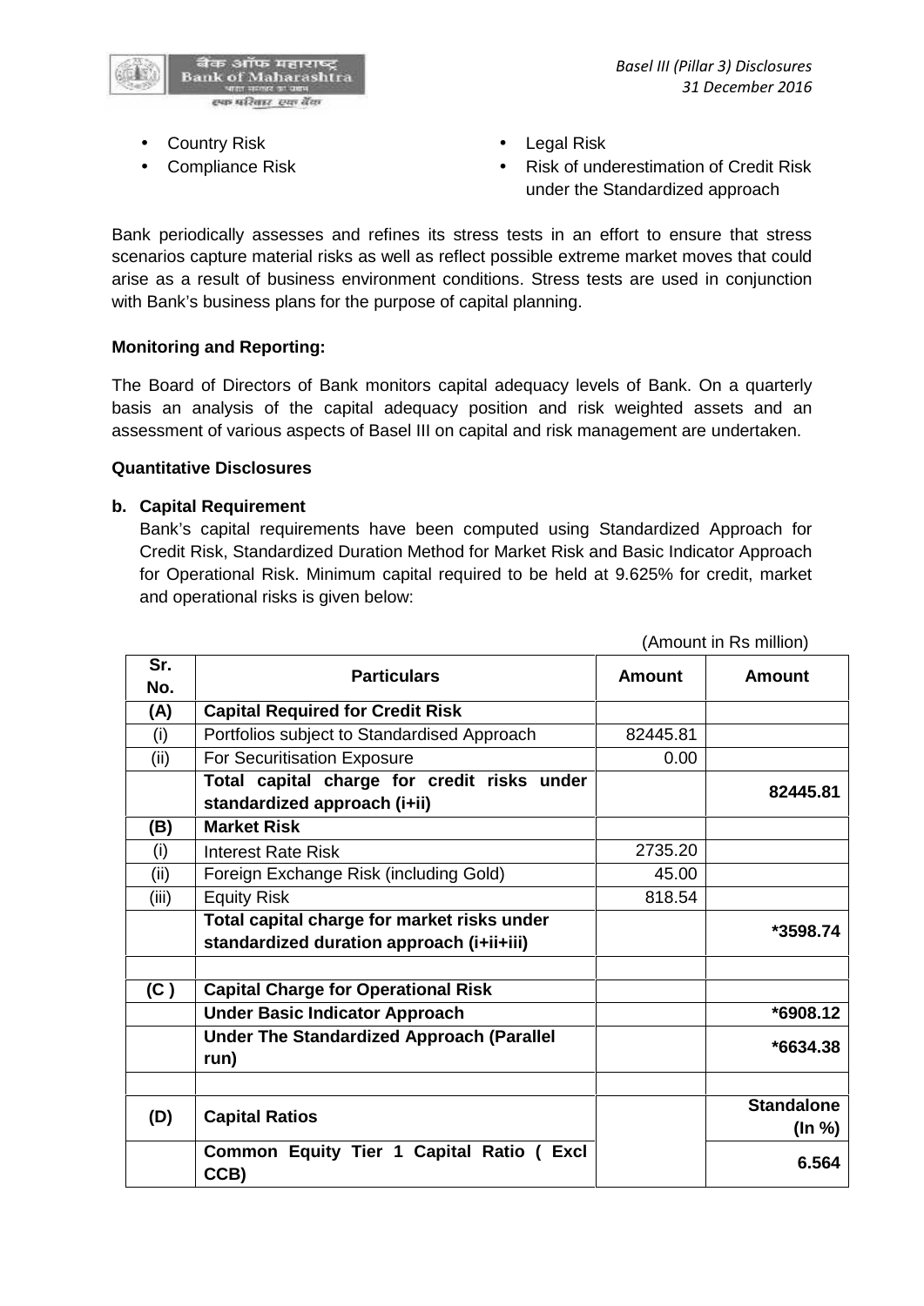- Country Risk
- Compliance Risk
- Legal Risk
- Risk of underestimation of Credit Risk under the Standardized approach

Bank periodically assesses and refines its stress tests in an effort to ensure that stress scenarios capture material risks as well as reflect possible extreme market moves that could arise as a result of business environment conditions. Stress tests are used in conjunction with Bank's business plans for the purpose of capital planning.

**Monitoring and Reporting:**

The Board of Directors of Bank monitors capital adequacy levels of Bank. On a quarterly basis an analysis of the capital adequacy position and risk weighted assets and an assessment of various aspects of Basel III on capital and risk management are undertaken.

**Quantitative Disclosures**

**b. Capital Requirement**

Bank's capital requirements have been computed using Standardized Approach for Credit Risk, Standardized Duration Method for Market Risk and Basic Indicator Approach for Operational Risk. Minimum capital required to be held at 9.625% for credit, market and operational risks is given below:

(Amount in Rs million)

| Sr. No. | Particulars | Amount | Amount |
|---|---|---|---|
| **(A)** | **Capital Required for Credit Risk** | | |
| (i) | Portfolios subject to Standardised Approach | 82445.81 | |
| (ii) | For Securitisation Exposure | 0.00 | |
| | **Total capital charge for credit risks under standardized approach (i+ii)** | | **82445.81** |
| **(B)** | **Market Risk** | | |
| (i) | Interest Rate Risk | 2735.20 | |
| (ii) | Foreign Exchange Risk (including Gold) | 45.00 | |
| (iii) | Equity Risk | 818.54 | |
| | **Total capital charge for market risks under standardized duration approach (i+ii+iii)** | | **\*3598.74** |
| | | | |
| **(C )** | **Capital Charge for Operational Risk** | | |
| | **Under Basic Indicator Approach** | | **\*6908.12** |
| | **Under The Standardized Approach (Parallel run)** | | **\*6634.38** |
| | | | |
| **(D)** | **Capital Ratios** | | **Standalone (In %)** |
| | **Common Equity Tier 1 Capital Ratio ( Excl CCB)** | | **6.564** |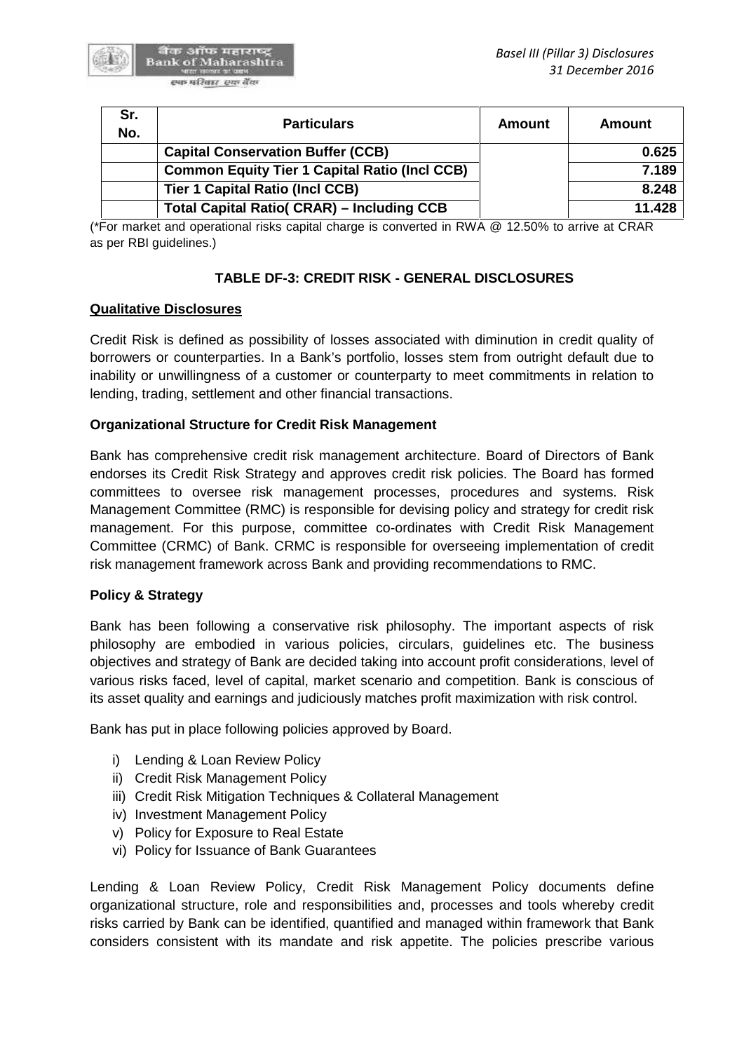| Sr. No. | Particulars | Amount | Amount |
|---|---|---|---|
| | **Capital Conservation Buffer (CCB)** | | **0.625** |
| | **Common Equity Tier 1 Capital Ratio (Incl CCB)** | | **7.189** |
| | **Tier 1 Capital Ratio (Incl CCB)** | | **8.248** |
| | **Total Capital Ratio( CRAR) – Including CCB** | | **11.428** |

(*For market and operational risks capital charge is converted in RWA @ 12.50% to arrive at CRAR as per RBI guidelines.)

## TABLE DF-3: CREDIT RISK - GENERAL DISCLOSURES

**Qualitative Disclosures**

Credit Risk is defined as possibility of losses associated with diminution in credit quality of borrowers or counterparties. In a Bank's portfolio, losses stem from outright default due to inability or unwillingness of a customer or counterparty to meet commitments in relation to lending, trading, settlement and other financial transactions.

**Organizational Structure for Credit Risk Management**

Bank has comprehensive credit risk management architecture. Board of Directors of Bank endorses its Credit Risk Strategy and approves credit risk policies. The Board has formed committees to oversee risk management processes, procedures and systems. Risk Management Committee (RMC) is responsible for devising policy and strategy for credit risk management. For this purpose, committee co-ordinates with Credit Risk Management Committee (CRMC) of Bank. CRMC is responsible for overseeing implementation of credit risk management framework across Bank and providing recommendations to RMC.

**Policy & Strategy**

Bank has been following a conservative risk philosophy. The important aspects of risk philosophy are embodied in various policies, circulars, guidelines etc. The business objectives and strategy of Bank are decided taking into account profit considerations, level of various risks faced, level of capital, market scenario and competition. Bank is conscious of its asset quality and earnings and judiciously matches profit maximization with risk control.

Bank has put in place following policies approved by Board.

i) Lending & Loan Review Policy
ii) Credit Risk Management Policy
iii) Credit Risk Mitigation Techniques & Collateral Management
iv) Investment Management Policy
v) Policy for Exposure to Real Estate
vi) Policy for Issuance of Bank Guarantees

Lending & Loan Review Policy, Credit Risk Management Policy documents define organizational structure, role and responsibilities and, processes and tools whereby credit risks carried by Bank can be identified, quantified and managed within framework that Bank considers consistent with its mandate and risk appetite. The policies prescribe various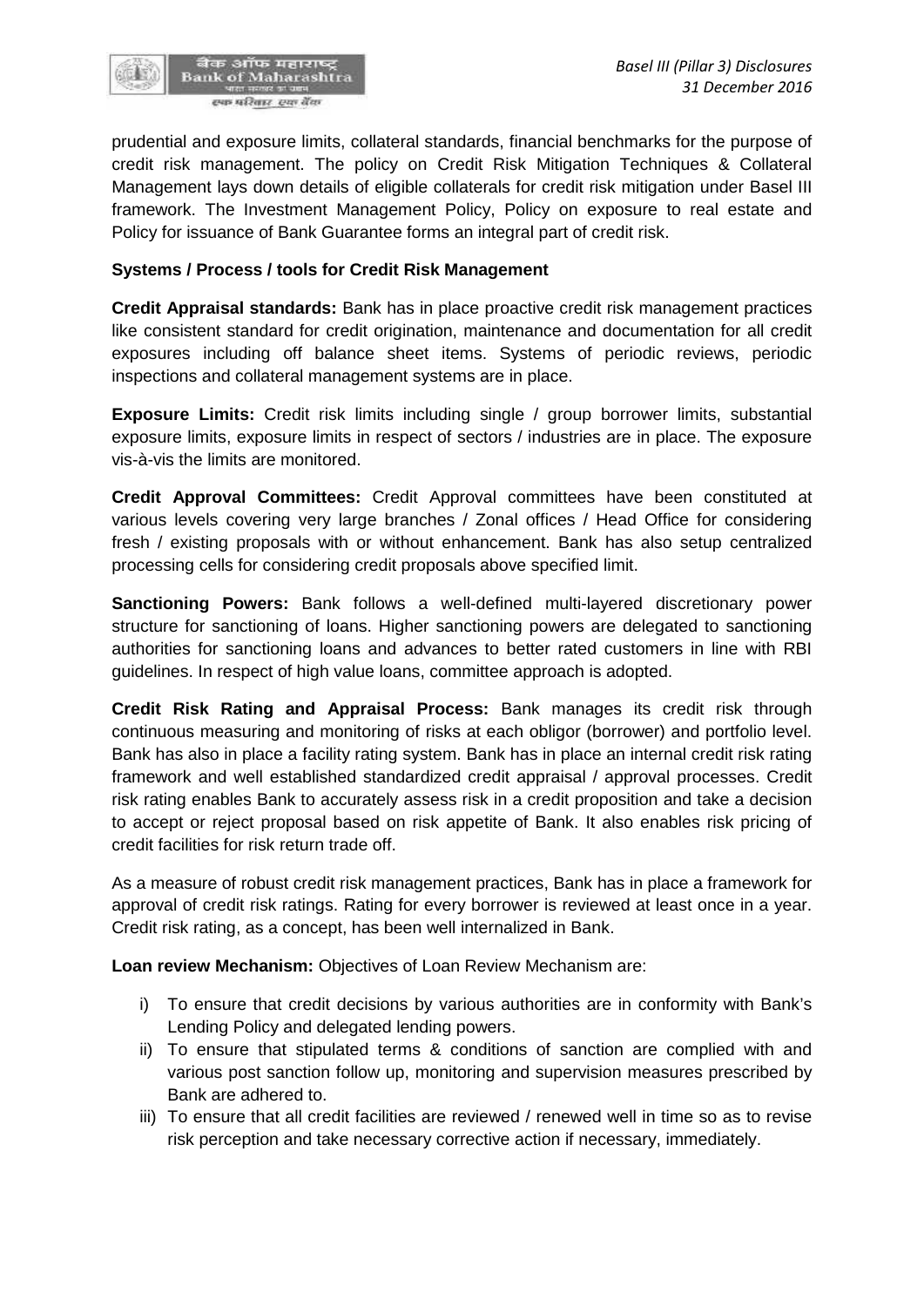prudential and exposure limits, collateral standards, financial benchmarks for the purpose of credit risk management. The policy on Credit Risk Mitigation Techniques & Collateral Management lays down details of eligible collaterals for credit risk mitigation under Basel III framework. The Investment Management Policy, Policy on exposure to real estate and Policy for issuance of Bank Guarantee forms an integral part of credit risk.

**Systems / Process / tools for Credit Risk Management**

**Credit Appraisal standards:** Bank has in place proactive credit risk management practices like consistent standard for credit origination, maintenance and documentation for all credit exposures including off balance sheet items. Systems of periodic reviews, periodic inspections and collateral management systems are in place.

**Exposure Limits:** Credit risk limits including single / group borrower limits, substantial exposure limits, exposure limits in respect of sectors / industries are in place. The exposure vis-à-vis the limits are monitored.

**Credit Approval Committees:** Credit Approval committees have been constituted at various levels covering very large branches / Zonal offices / Head Office for considering fresh / existing proposals with or without enhancement. Bank has also setup centralized processing cells for considering credit proposals above specified limit.

**Sanctioning Powers:** Bank follows a well-defined multi-layered discretionary power structure for sanctioning of loans. Higher sanctioning powers are delegated to sanctioning authorities for sanctioning loans and advances to better rated customers in line with RBI guidelines. In respect of high value loans, committee approach is adopted.

**Credit Risk Rating and Appraisal Process:** Bank manages its credit risk through continuous measuring and monitoring of risks at each obligor (borrower) and portfolio level. Bank has also in place a facility rating system. Bank has in place an internal credit risk rating framework and well established standardized credit appraisal / approval processes. Credit risk rating enables Bank to accurately assess risk in a credit proposition and take a decision to accept or reject proposal based on risk appetite of Bank. It also enables risk pricing of credit facilities for risk return trade off.

As a measure of robust credit risk management practices, Bank has in place a framework for approval of credit risk ratings. Rating for every borrower is reviewed at least once in a year. Credit risk rating, as a concept, has been well internalized in Bank.

**Loan review Mechanism:** Objectives of Loan Review Mechanism are:

i) To ensure that credit decisions by various authorities are in conformity with Bank's Lending Policy and delegated lending powers.
ii) To ensure that stipulated terms & conditions of sanction are complied with and various post sanction follow up, monitoring and supervision measures prescribed by Bank are adhered to.
iii) To ensure that all credit facilities are reviewed / renewed well in time so as to revise risk perception and take necessary corrective action if necessary, immediately.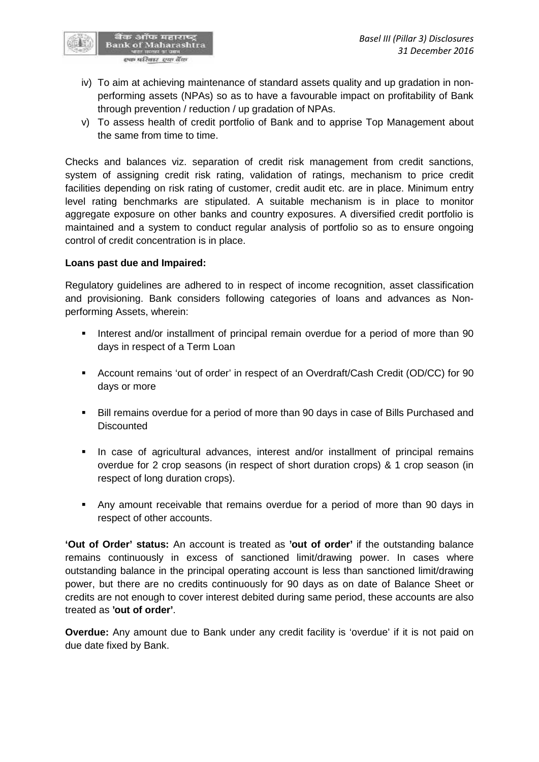iv) To aim at achieving maintenance of standard assets quality and up gradation in non-performing assets (NPAs) so as to have a favourable impact on profitability of Bank through prevention / reduction / up gradation of NPAs.

v) To assess health of credit portfolio of Bank and to apprise Top Management about the same from time to time.

Checks and balances viz. separation of credit risk management from credit sanctions, system of assigning credit risk rating, validation of ratings, mechanism to price credit facilities depending on risk rating of customer, credit audit etc. are in place. Minimum entry level rating benchmarks are stipulated. A suitable mechanism is in place to monitor aggregate exposure on other banks and country exposures. A diversified credit portfolio is maintained and a system to conduct regular analysis of portfolio so as to ensure ongoing control of credit concentration is in place.

**Loans past due and Impaired:**

Regulatory guidelines are adhered to in respect of income recognition, asset classification and provisioning. Bank considers following categories of loans and advances as Non-performing Assets, wherein:

- Interest and/or installment of principal remain overdue for a period of more than 90 days in respect of a Term Loan
- Account remains 'out of order' in respect of an Overdraft/Cash Credit (OD/CC) for 90 days or more
- Bill remains overdue for a period of more than 90 days in case of Bills Purchased and Discounted
- In case of agricultural advances, interest and/or installment of principal remains overdue for 2 crop seasons (in respect of short duration crops) & 1 crop season (in respect of long duration crops).
- Any amount receivable that remains overdue for a period of more than 90 days in respect of other accounts.

**'Out of Order' status:** An account is treated as **'out of order'** if the outstanding balance remains continuously in excess of sanctioned limit/drawing power. In cases where outstanding balance in the principal operating account is less than sanctioned limit/drawing power, but there are no credits continuously for 90 days as on date of Balance Sheet or credits are not enough to cover interest debited during same period, these accounts are also treated as **'out of order'**.

**Overdue:** Any amount due to Bank under any credit facility is 'overdue' if it is not paid on due date fixed by Bank.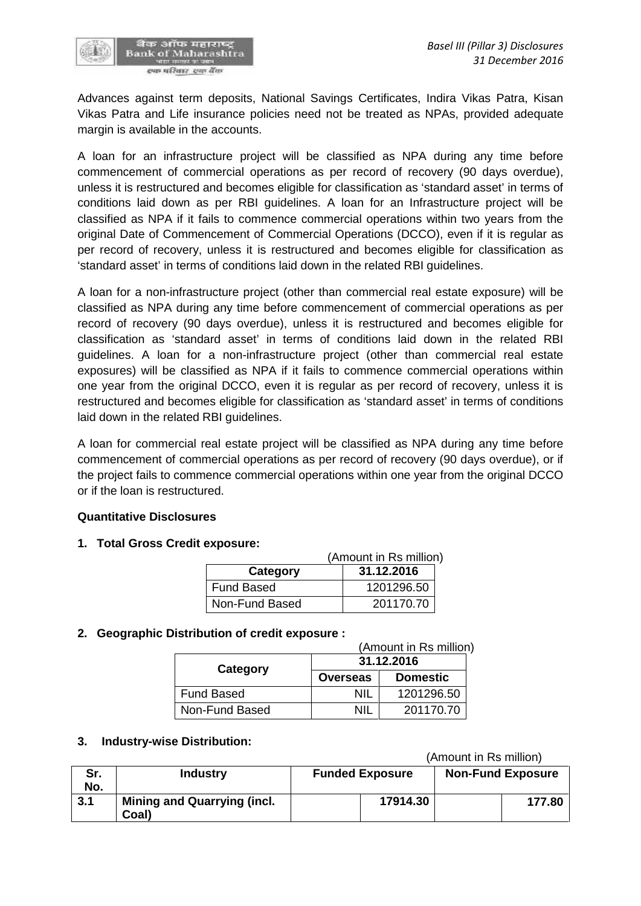Advances against term deposits, National Savings Certificates, Indira Vikas Patra, Kisan Vikas Patra and Life insurance policies need not be treated as NPAs, provided adequate margin is available in the accounts.

A loan for an infrastructure project will be classified as NPA during any time before commencement of commercial operations as per record of recovery (90 days overdue), unless it is restructured and becomes eligible for classification as 'standard asset' in terms of conditions laid down as per RBI guidelines. A loan for an Infrastructure project will be classified as NPA if it fails to commence commercial operations within two years from the original Date of Commencement of Commercial Operations (DCCO), even if it is regular as per record of recovery, unless it is restructured and becomes eligible for classification as 'standard asset' in terms of conditions laid down in the related RBI guidelines.

A loan for a non-infrastructure project (other than commercial real estate exposure) will be classified as NPA during any time before commencement of commercial operations as per record of recovery (90 days overdue), unless it is restructured and becomes eligible for classification as 'standard asset' in terms of conditions laid down in the related RBI guidelines. A loan for a non-infrastructure project (other than commercial real estate exposures) will be classified as NPA if it fails to commence commercial operations within one year from the original DCCO, even it is regular as per record of recovery, unless it is restructured and becomes eligible for classification as 'standard asset' in terms of conditions laid down in the related RBI guidelines.

A loan for commercial real estate project will be classified as NPA during any time before commencement of commercial operations as per record of recovery (90 days overdue), or if the project fails to commence commercial operations within one year from the original DCCO or if the loan is restructured.

**Quantitative Disclosures**

1. **Total Gross Credit exposure:**

(Amount in Rs million)

| Category | 31.12.2016 |
|---|---|
| Fund Based | 1201296.50 |
| Non-Fund Based | 201170.70 |

2. **Geographic Distribution of credit exposure :**

(Amount in Rs million)

| Category | 31.12.2016 | |
|---|---|---|
| | **Overseas** | **Domestic** |
| Fund Based | NIL | 1201296.50 |
| Non-Fund Based | NIL | 201170.70 |

3. **Industry-wise Distribution:**

(Amount in Rs million)

| Sr. No. | Industry | Funded Exposure | | Non-Fund Exposure | |
|---|---|---|---|---|---|
| **3.1** | **Mining and Quarrying (incl. Coal)** | | **17914.30** | | **177.80** |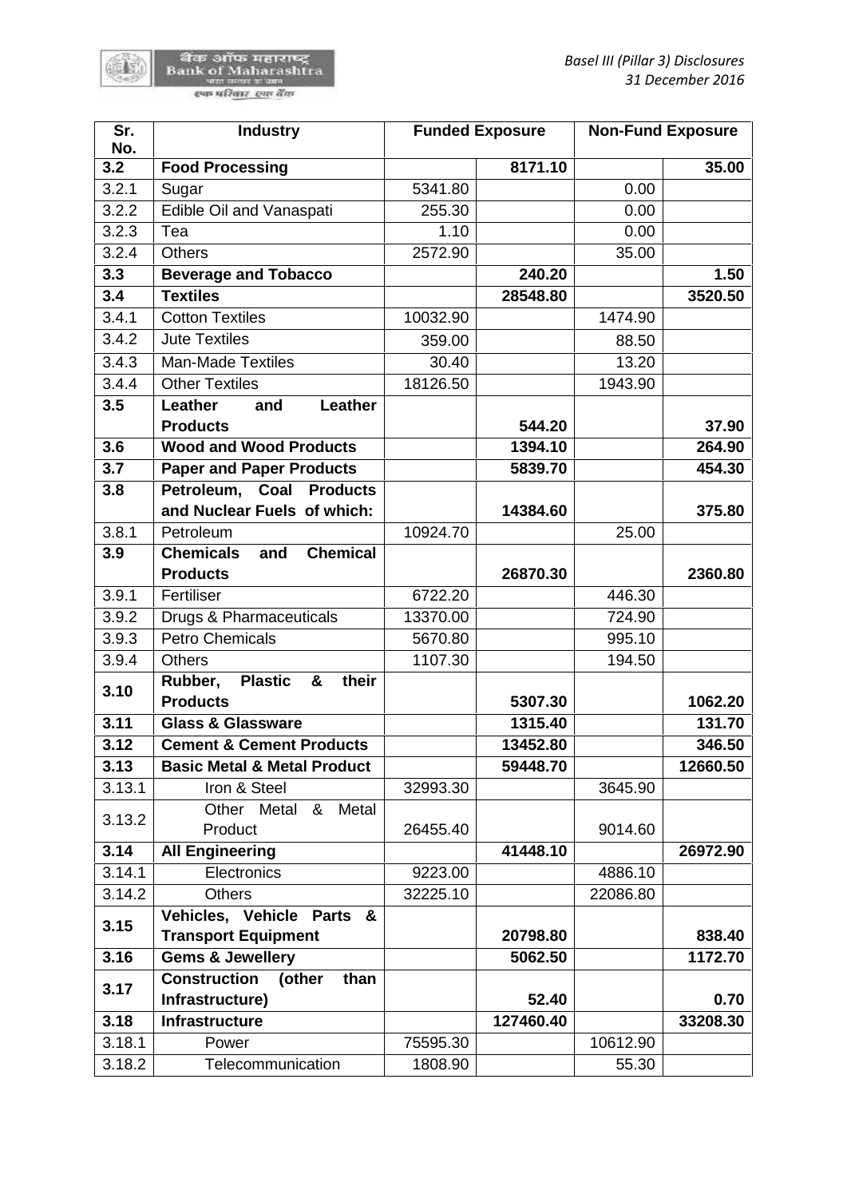| Sr. No. | Industry | Funded Exposure | | Non-Fund Exposure | |
|---|---|---|---|---|---|
| **3.2** | **Food Processing** | | **8171.10** | | **35.00** |
| 3.2.1 | Sugar | 5341.80 | | 0.00 | |
| 3.2.2 | Edible Oil and Vanaspati | 255.30 | | 0.00 | |
| 3.2.3 | Tea | 1.10 | | 0.00 | |
| 3.2.4 | Others | 2572.90 | | 35.00 | |
| **3.3** | **Beverage and Tobacco** | | **240.20** | | **1.50** |
| **3.4** | **Textiles** | | **28548.80** | | **3520.50** |
| 3.4.1 | Cotton Textiles | 10032.90 | | 1474.90 | |
| 3.4.2 | Jute Textiles | 359.00 | | 88.50 | |
| 3.4.3 | Man-Made Textiles | 30.40 | | 13.20 | |
| 3.4.4 | Other Textiles | 18126.50 | | 1943.90 | |
| **3.5** | **Leather and Leather Products** | | **544.20** | | **37.90** |
| **3.6** | **Wood and Wood Products** | | **1394.10** | | **264.90** |
| **3.7** | **Paper and Paper Products** | | **5839.70** | | **454.30** |
| **3.8** | **Petroleum, Coal Products and Nuclear Fuels of which:** | | **14384.60** | | **375.80** |
| 3.8.1 | Petroleum | 10924.70 | | 25.00 | |
| **3.9** | **Chemicals and Chemical Products** | | **26870.30** | | **2360.80** |
| 3.9.1 | Fertiliser | 6722.20 | | 446.30 | |
| 3.9.2 | Drugs & Pharmaceuticals | 13370.00 | | 724.90 | |
| 3.9.3 | Petro Chemicals | 5670.80 | | 995.10 | |
| 3.9.4 | Others | 1107.30 | | 194.50 | |
| **3.10** | **Rubber, Plastic & their Products** | | **5307.30** | | **1062.20** |
| **3.11** | **Glass & Glassware** | | **1315.40** | | **131.70** |
| **3.12** | **Cement & Cement Products** | | **13452.80** | | **346.50** |
| **3.13** | **Basic Metal & Metal Product** | | **59448.70** | | **12660.50** |
| 3.13.1 | Iron & Steel | 32993.30 | | 3645.90 | |
| 3.13.2 | Other Metal & Metal Product | 26455.40 | | 9014.60 | |
| **3.14** | **All Engineering** | | **41448.10** | | **26972.90** |
| 3.14.1 | Electronics | 9223.00 | | 4886.10 | |
| 3.14.2 | Others | 32225.10 | | 22086.80 | |
| **3.15** | **Vehicles, Vehicle Parts & Transport Equipment** | | **20798.80** | | **838.40** |
| **3.16** | **Gems & Jewellery** | | **5062.50** | | **1172.70** |
| **3.17** | **Construction (other than Infrastructure)** | | **52.40** | | **0.70** |
| **3.18** | **Infrastructure** | | **127460.40** | | **33208.30** |
| 3.18.1 | Power | 75595.30 | | 10612.90 | |
| 3.18.2 | Telecommunication | 1808.90 | | 55.30 | |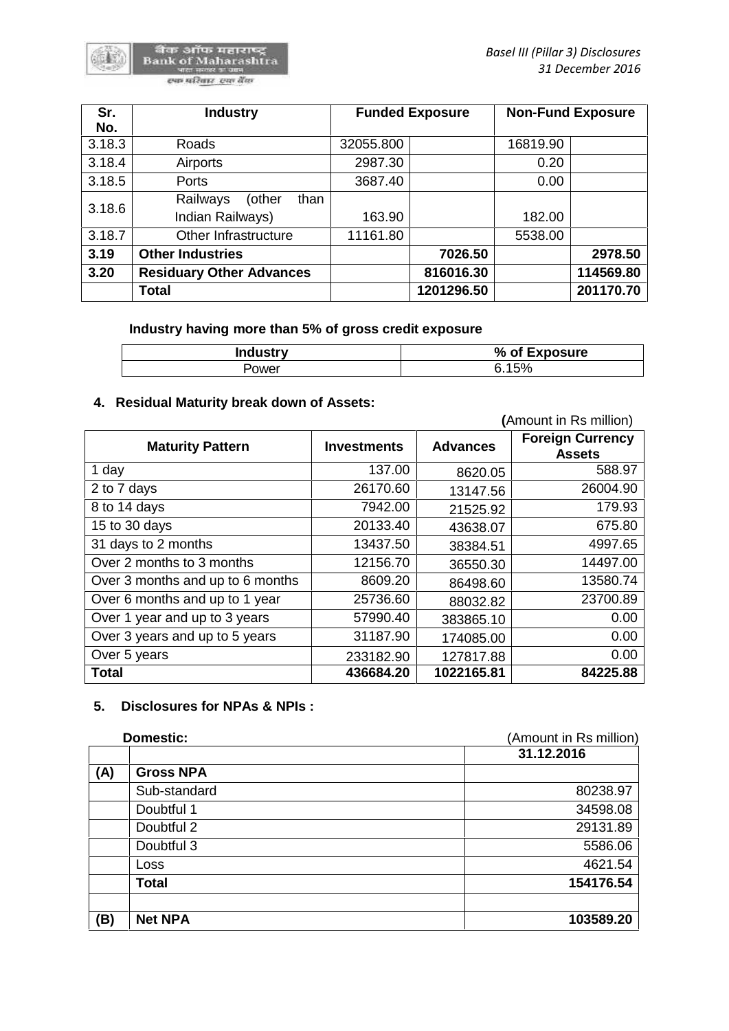| Sr. No. | Industry | Funded Exposure | | Non-Fund Exposure | |
|---|---|---|---|---|---|
| 3.18.3 | Roads | 32055.800 | | 16819.90 | |
| 3.18.4 | Airports | 2987.30 | | 0.20 | |
| 3.18.5 | Ports | 3687.40 | | 0.00 | |
| 3.18.6 | Railways (other than Indian Railways) | 163.90 | | 182.00 | |
| 3.18.7 | Other Infrastructure | 11161.80 | | 5538.00 | |
| **3.19** | **Other Industries** | | **7026.50** | | **2978.50** |
| **3.20** | **Residuary Other Advances** | | **816016.30** | | **114569.80** |
| | **Total** | | **1201296.50** | | **201170.70** |

**Industry having more than 5% of gross credit exposure**

| Industry | % of Exposure |
|---|---|
| Power | 6.15% |

## 4. Residual Maturity break down of Assets:

**(**Amount in Rs million)

| Maturity Pattern | Investments | Advances | Foreign Currency Assets |
|---|---|---|---|
| 1 day | 137.00 | 8620.05 | 588.97 |
| 2 to 7 days | 26170.60 | 13147.56 | 26004.90 |
| 8 to 14 days | 7942.00 | 21525.92 | 179.93 |
| 15 to 30 days | 20133.40 | 43638.07 | 675.80 |
| 31 days to 2 months | 13437.50 | 38384.51 | 4997.65 |
| Over 2 months to 3 months | 12156.70 | 36550.30 | 14497.00 |
| Over 3 months and up to 6 months | 8609.20 | 86498.60 | 13580.74 |
| Over 6 months and up to 1 year | 25736.60 | 88032.82 | 23700.89 |
| Over 1 year and up to 3 years | 57990.40 | 383865.10 | 0.00 |
| Over 3 years and up to 5 years | 31187.90 | 174085.00 | 0.00 |
| Over 5 years | 233182.90 | 127817.88 | 0.00 |
| **Total** | **436684.20** | **1022165.81** | **84225.88** |

## 5. Disclosures for NPAs & NPIs :

**Domestic:** (Amount in Rs million)

| | | 31.12.2016 |
|---|---|---|
| **(A)** | **Gross NPA** | |
| | Sub-standard | 80238.97 |
| | Doubtful 1 | 34598.08 |
| | Doubtful 2 | 29131.89 |
| | Doubtful 3 | 5586.06 |
| | Loss | 4621.54 |
| | **Total** | **154176.54** |
| | | |
| **(B)** | **Net NPA** | **103589.20** |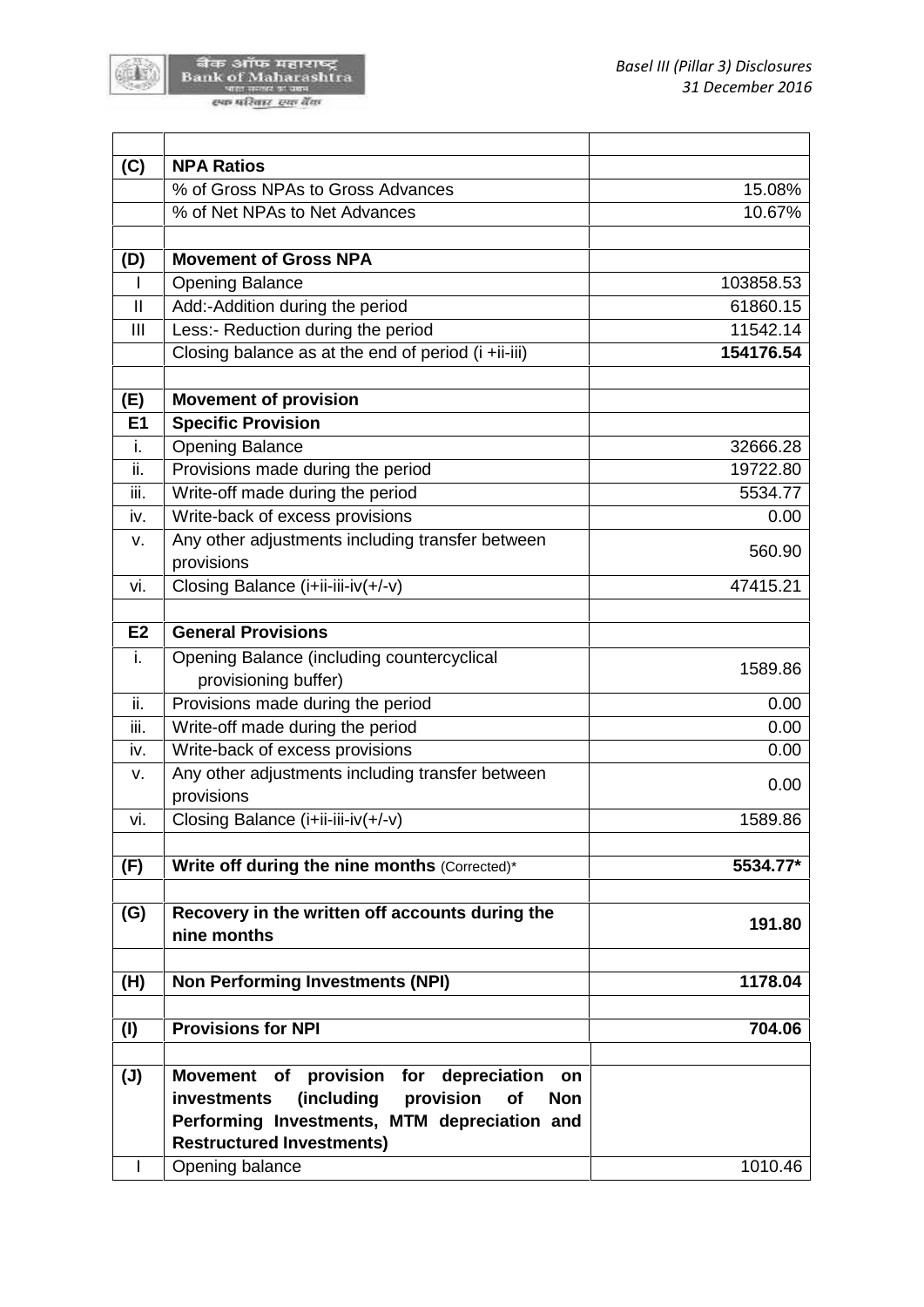| | | |
|---|---|---|
| **(C)** | **NPA Ratios** | |
| | % of Gross NPAs to Gross Advances | 15.08% |
| | % of Net NPAs to Net Advances | 10.67% |
| | | |
| **(D)** | **Movement of Gross NPA** | |
| I | Opening Balance | 103858.53 |
| II | Add:-Addition during the period | 61860.15 |
| III | Less:- Reduction during the period | 11542.14 |
| | Closing balance as at the end of period (i +ii-iii) | **154176.54** |
| | | |
| **(E)** | **Movement of provision** | |
| **E1** | **Specific Provision** | |
| i. | Opening Balance | 32666.28 |
| ii. | Provisions made during the period | 19722.80 |
| iii. | Write-off made during the period | 5534.77 |
| iv. | Write-back of excess provisions | 0.00 |
| v. | Any other adjustments including transfer between provisions | 560.90 |
| vi. | Closing Balance (i+ii-iii-iv(+/-v) | 47415.21 |
| | | |
| **E2** | **General Provisions** | |
| i. | Opening Balance (including countercyclical provisioning buffer) | 1589.86 |
| ii. | Provisions made during the period | 0.00 |
| iii. | Write-off made during the period | 0.00 |
| iv. | Write-back of excess provisions | 0.00 |
| v. | Any other adjustments including transfer between provisions | 0.00 |
| vi. | Closing Balance (i+ii-iii-iv(+/-v) | 1589.86 |
| | | |
| **(F)** | **Write off during the nine months** (Corrected)* | **5534.77*** |
| | | |
| **(G)** | **Recovery in the written off accounts during the nine months** | **191.80** |
| | | |
| **(H)** | **Non Performing Investments (NPI)** | **1178.04** |
| | | |
| **(I)** | **Provisions for NPI** | **704.06** |
| | | |
| **(J)** | **Movement of provision for depreciation on investments (including provision of Non Performing Investments, MTM depreciation and Restructured Investments)** | |
| I | Opening balance | 1010.46 |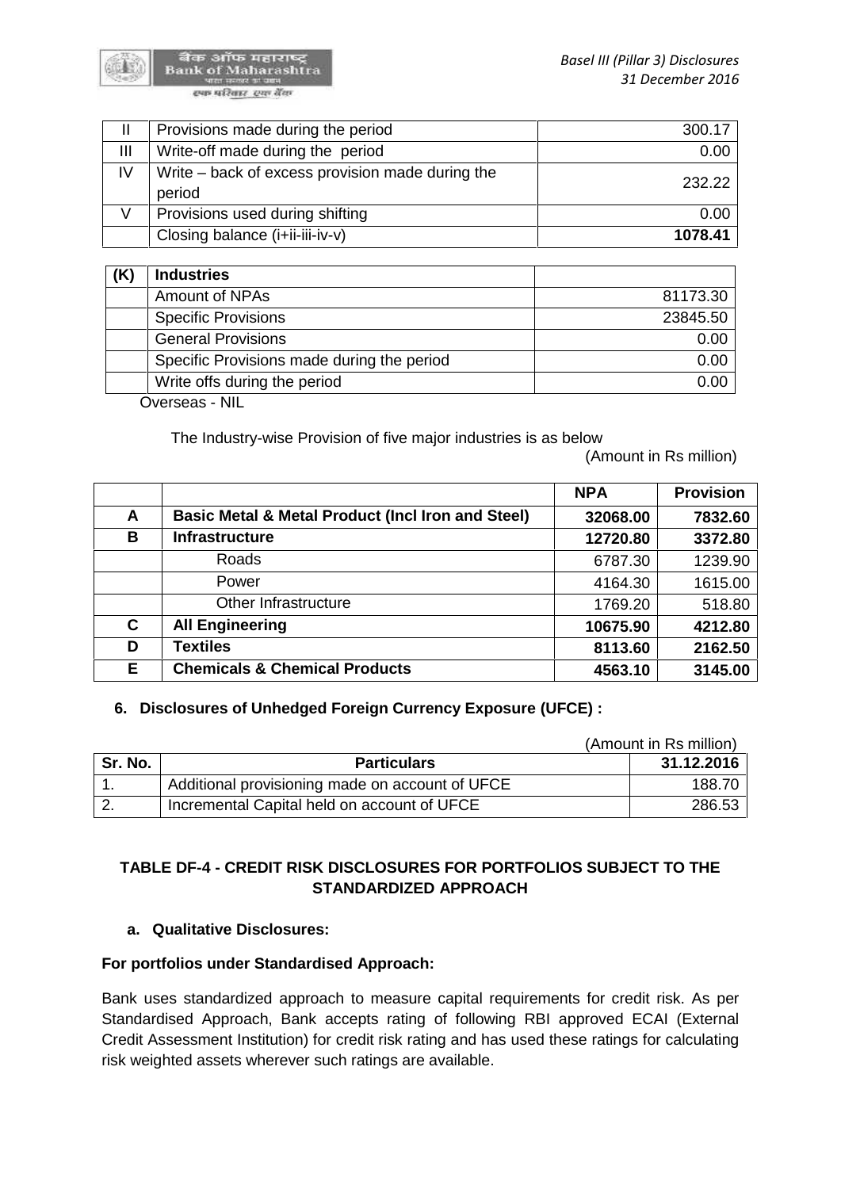| | | |
|---|---|---|
| II | Provisions made during the period | 300.17 |
| III | Write-off made during the period | 0.00 |
| IV | Write – back of excess provision made during the period | 232.22 |
| V | Provisions used during shifting | 0.00 |
| | Closing balance (i+ii-iii-iv-v) | **1078.41** |

| **(K)** | **Industries** | |
|---|---|---|
| | Amount of NPAs | 81173.30 |
| | Specific Provisions | 23845.50 |
| | General Provisions | 0.00 |
| | Specific Provisions made during the period | 0.00 |
| | Write offs during the period | 0.00 |

Overseas - NIL

The Industry-wise Provision of five major industries is as below

(Amount in Rs million)

| | | **NPA** | **Provision** |
|---|---|---|---|
| **A** | **Basic Metal & Metal Product (Incl Iron and Steel)** | **32068.00** | **7832.60** |
| **B** | **Infrastructure** | **12720.80** | **3372.80** |
| | Roads | 6787.30 | 1239.90 |
| | Power | 4164.30 | 1615.00 |
| | Other Infrastructure | 1769.20 | 518.80 |
| **C** | **All Engineering** | **10675.90** | **4212.80** |
| **D** | **Textiles** | **8113.60** | **2162.50** |
| **E** | **Chemicals & Chemical Products** | **4563.10** | **3145.00** |

**6. Disclosures of Unhedged Foreign Currency Exposure (UFCE) :**

(Amount in Rs million)

| **Sr. No.** | **Particulars** | **31.12.2016** |
|---|---|---|
| 1. | Additional provisioning made on account of UFCE | 188.70 |
| 2. | Incremental Capital held on account of UFCE | 286.53 |

## TABLE DF-4 - CREDIT RISK DISCLOSURES FOR PORTFOLIOS SUBJECT TO THE STANDARDIZED APPROACH

**a. Qualitative Disclosures:**

**For portfolios under Standardised Approach:**

Bank uses standardized approach to measure capital requirements for credit risk. As per Standardised Approach, Bank accepts rating of following RBI approved ECAI (External Credit Assessment Institution) for credit risk rating and has used these ratings for calculating risk weighted assets wherever such ratings are available.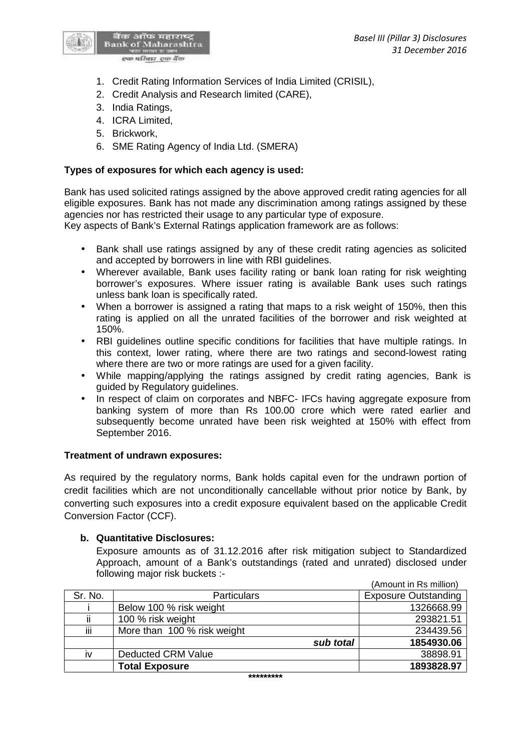1. Credit Rating Information Services of India Limited (CRISIL),
2. Credit Analysis and Research limited (CARE),
3. India Ratings,
4. ICRA Limited,
5. Brickwork,
6. SME Rating Agency of India Ltd. (SMERA)

**Types of exposures for which each agency is used:**

Bank has used solicited ratings assigned by the above approved credit rating agencies for all eligible exposures. Bank has not made any discrimination among ratings assigned by these agencies nor has restricted their usage to any particular type of exposure.
Key aspects of Bank's External Ratings application framework are as follows:

- Bank shall use ratings assigned by any of these credit rating agencies as solicited and accepted by borrowers in line with RBI guidelines.
- Wherever available, Bank uses facility rating or bank loan rating for risk weighting borrower's exposures. Where issuer rating is available Bank uses such ratings unless bank loan is specifically rated.
- When a borrower is assigned a rating that maps to a risk weight of 150%, then this rating is applied on all the unrated facilities of the borrower and risk weighted at 150%.
- RBI guidelines outline specific conditions for facilities that have multiple ratings. In this context, lower rating, where there are two ratings and second-lowest rating where there are two or more ratings are used for a given facility.
- While mapping/applying the ratings assigned by credit rating agencies, Bank is guided by Regulatory guidelines.
- In respect of claim on corporates and NBFC- IFCs having aggregate exposure from banking system of more than Rs 100.00 crore which were rated earlier and subsequently become unrated have been risk weighted at 150% with effect from September 2016.

**Treatment of undrawn exposures:**

As required by the regulatory norms, Bank holds capital even for the undrawn portion of credit facilities which are not unconditionally cancellable without prior notice by Bank, by converting such exposures into a credit exposure equivalent based on the applicable Credit Conversion Factor (CCF).

**b. Quantitative Disclosures:**

Exposure amounts as of 31.12.2016 after risk mitigation subject to Standardized Approach, amount of a Bank's outstandings (rated and unrated) disclosed under following major risk buckets :-

(Amount in Rs million)

| Sr. No. | Particulars | Exposure Outstanding |
|---|---|---|
| i | Below 100 % risk weight | 1326668.99 |
| ii | 100 % risk weight | 293821.51 |
| iii | More than 100 % risk weight | 234439.56 |
| | ***sub total*** | **1854930.06** |
| iv | Deducted CRM Value | 38898.91 |
| | **Total Exposure** | **1893828.97** |

*********